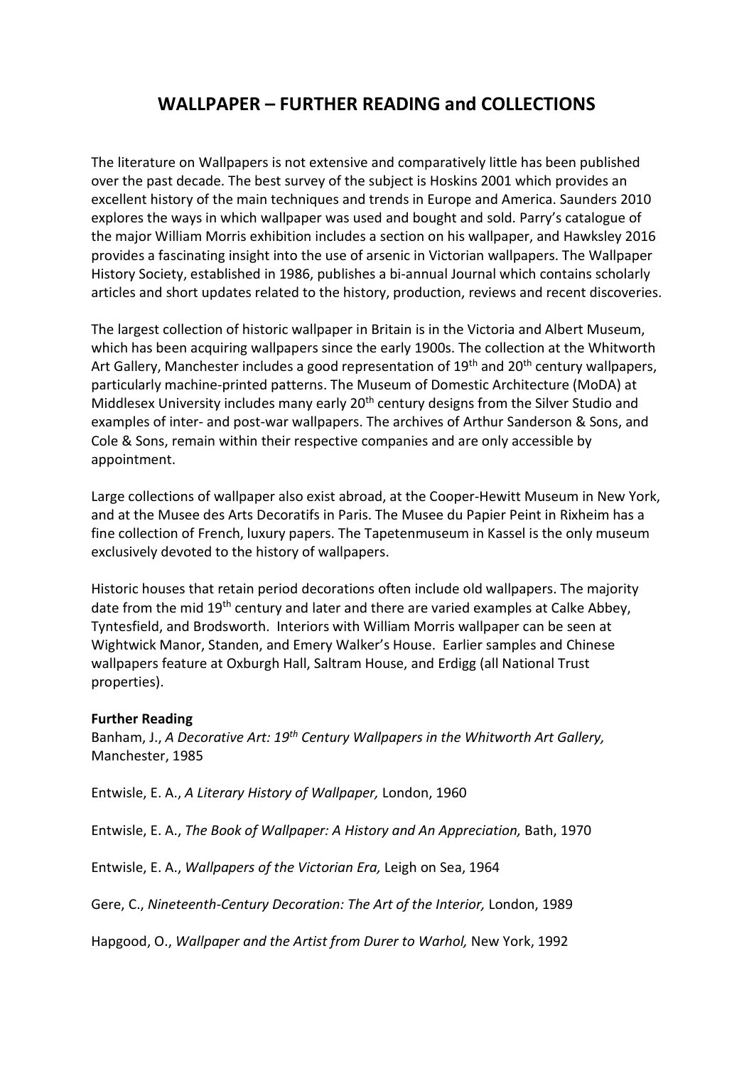# WALLPAPER – FURTHER READING and COLLECTIONS

The literature on Wallpapers is not extensive and comparatively little has been published over the past decade. The best survey of the subject is Hoskins 2001 which provides an excellent history of the main techniques and trends in Europe and America. Saunders 2010 explores the ways in which wallpaper was used and bought and sold. Parry's catalogue of the major William Morris exhibition includes a section on his wallpaper, and Hawksley 2016 provides a fascinating insight into the use of arsenic in Victorian wallpapers. The Wallpaper History Society, established in 1986, publishes a bi-annual Journal which contains scholarly articles and short updates related to the history, production, reviews and recent discoveries.

The largest collection of historic wallpaper in Britain is in the Victoria and Albert Museum, which has been acquiring wallpapers since the early 1900s. The collection at the Whitworth Art Gallery, Manchester includes a good representation of 19th and 20th century wallpapers, particularly machine-printed patterns. The Museum of Domestic Architecture (MoDA) at Middlesex University includes many early 20th century designs from the Silver Studio and examples of inter- and post-war wallpapers. The archives of Arthur Sanderson & Sons, and Cole & Sons, remain within their respective companies and are only accessible by appointment.

Large collections of wallpaper also exist abroad, at the Cooper-Hewitt Museum in New York, and at the Musee des Arts Decoratifs in Paris. The Musee du Papier Peint in Rixheim has a fine collection of French, luxury papers. The Tapetenmuseum in Kassel is the only museum exclusively devoted to the history of wallpapers.

Historic houses that retain period decorations often include old wallpapers. The majority date from the mid 19th century and later and there are varied examples at Calke Abbey, Tyntesfield, and Brodsworth. Interiors with William Morris wallpaper can be seen at Wightwick Manor, Standen, and Emery Walker's House. Earlier samples and Chinese wallpapers feature at Oxburgh Hall, Saltram House, and Erdigg (all National Trust properties).

**Further Reading**

Banham, J., *A Decorative Art: 19th Century Wallpapers in the Whitworth Art Gallery,* Manchester, 1985

Entwisle, E. A., *A Literary History of Wallpaper,* London, 1960

Entwisle, E. A., *The Book of Wallpaper: A History and An Appreciation,* Bath, 1970

Entwisle, E. A., *Wallpapers of the Victorian Era,* Leigh on Sea, 1964

Gere, C., *Nineteenth-Century Decoration: The Art of the Interior,* London, 1989

Hapgood, O., *Wallpaper and the Artist from Durer to Warhol,* New York, 1992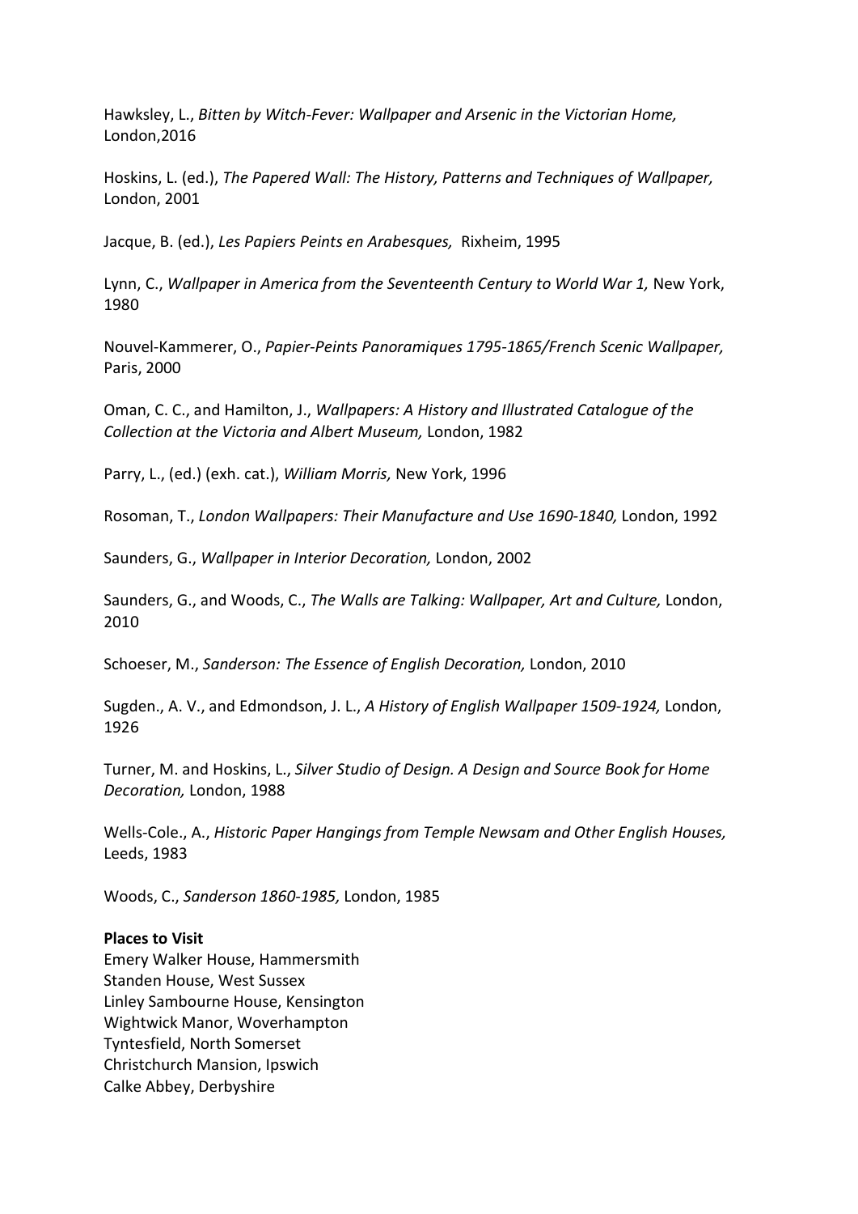Hawksley, L., *Bitten by Witch-Fever: Wallpaper and Arsenic in the Victorian Home,* London,2016

Hoskins, L. (ed.), *The Papered Wall: The History, Patterns and Techniques of Wallpaper,* London, 2001

Jacque, B. (ed.), *Les Papiers Peints en Arabesques,* Rixheim, 1995

Lynn, C., *Wallpaper in America from the Seventeenth Century to World War 1,* New York, 1980

Nouvel-Kammerer, O., *Papier-Peints Panoramiques 1795-1865/French Scenic Wallpaper,* Paris, 2000

Oman, C. C., and Hamilton, J., *Wallpapers: A History and Illustrated Catalogue of the Collection at the Victoria and Albert Museum,* London, 1982

Parry, L., (ed.) (exh. cat.), *William Morris,* New York, 1996

Rosoman, T., *London Wallpapers: Their Manufacture and Use 1690-1840,* London, 1992

Saunders, G., *Wallpaper in Interior Decoration,* London, 2002

Saunders, G., and Woods, C., *The Walls are Talking: Wallpaper, Art and Culture,* London, 2010

Schoeser, M., *Sanderson: The Essence of English Decoration,* London, 2010

Sugden., A. V., and Edmondson, J. L., *A History of English Wallpaper 1509-1924,* London, 1926

Turner, M. and Hoskins, L., *Silver Studio of Design. A Design and Source Book for Home Decoration,* London, 1988

Wells-Cole., A., *Historic Paper Hangings from Temple Newsam and Other English Houses,* Leeds, 1983

Woods, C., *Sanderson 1860-1985,* London, 1985

**Places to Visit**

Emery Walker House, Hammersmith  
Standen House, West Sussex  
Linley Sambourne House, Kensington  
Wightwick Manor, Woverhampton  
Tyntesfield, North Somerset  
Christchurch Mansion, Ipswich  
Calke Abbey, Derbyshire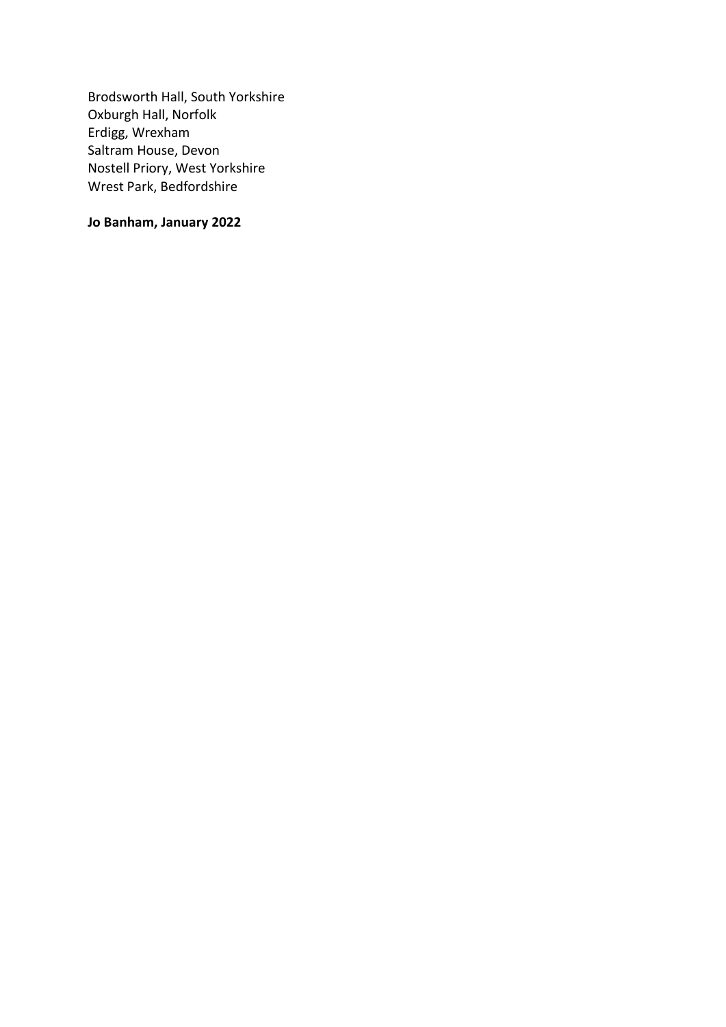Brodsworth Hall, South Yorkshire
Oxburgh Hall, Norfolk
Erdigg, Wrexham
Saltram House, Devon
Nostell Priory, West Yorkshire
Wrest Park, Bedfordshire

**Jo Banham, January 2022**